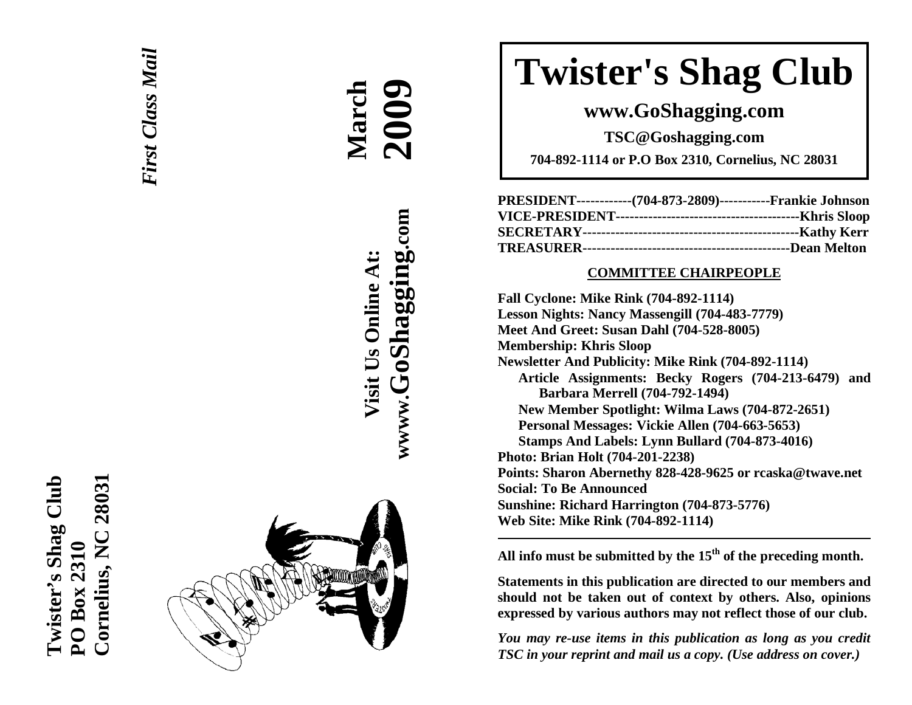Twister's Shag Club
PO Box 2310
Cornelius, NC 28031

*First Class Mail*

**March 2009**

**Visit Us Online At:**
**www.GoShagging.com**

# Twister's Shag Club

## www.GoShagging.com

**TSC@Goshagging.com**

**704-892-1114 or P.O Box 2310, Cornelius, NC 28031**

**PRESIDENT------------(704-873-2809)-----------Frankie Johnson**
**VICE-PRESIDENT---------------------------------------Khris Sloop**
**SECRETARY----------------------------------------------Kathy Kerr**
**TREASURER--------------------------------------------Dean Melton**

### COMMITTEE CHAIRPEOPLE

**Fall Cyclone: Mike Rink (704-892-1114)**
**Lesson Nights: Nancy Massengill (704-483-7779)**
**Meet And Greet: Susan Dahl (704-528-8005)**
**Membership: Khris Sloop**
**Newsletter And Publicity: Mike Rink (704-892-1114)**
- **Article Assignments: Becky Rogers (704-213-6479) and Barbara Merrell (704-792-1494)**
- **New Member Spotlight: Wilma Laws (704-872-2651)**
- **Personal Messages: Vickie Allen (704-663-5653)**
- **Stamps And Labels: Lynn Bullard (704-873-4016)**

**Photo: Brian Holt (704-201-2238)**
**Points: Sharon Abernethy 828-428-9625 or rcaska@twave.net**
**Social: To Be Announced**
**Sunshine: Richard Harrington (704-873-5776)**
**Web Site: Mike Rink (704-892-1114)**

---

**All info must be submitted by the 15th of the preceding month.**

**Statements in this publication are directed to our members and should not be taken out of context by others. Also, opinions expressed by various authors may not reflect those of our club.**

***You may re-use items in this publication as long as you credit TSC in your reprint and mail us a copy. (Use address on cover.)***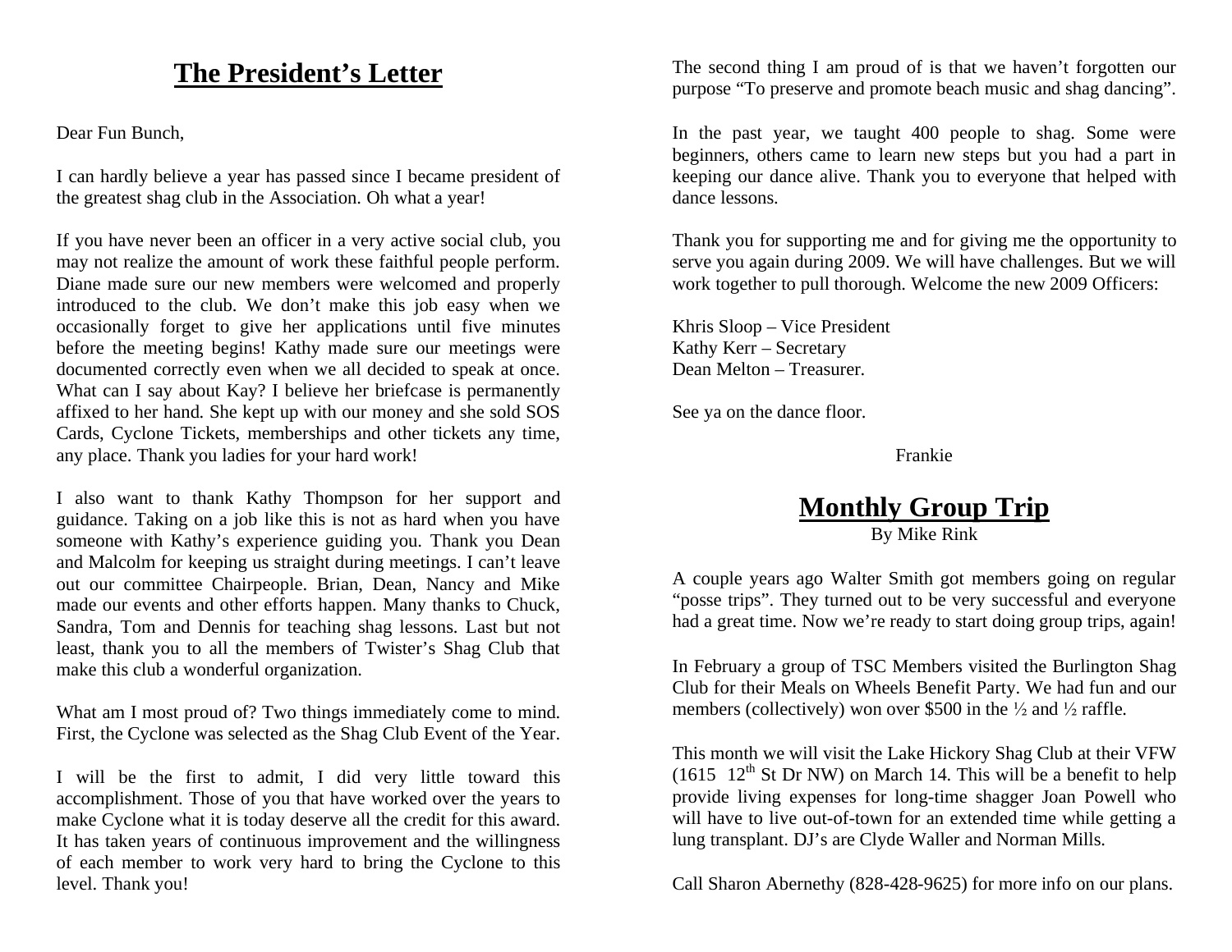## The President's Letter

Dear Fun Bunch,

I can hardly believe a year has passed since I became president of the greatest shag club in the Association. Oh what a year!

If you have never been an officer in a very active social club, you may not realize the amount of work these faithful people perform. Diane made sure our new members were welcomed and properly introduced to the club. We don't make this job easy when we occasionally forget to give her applications until five minutes before the meeting begins! Kathy made sure our meetings were documented correctly even when we all decided to speak at once. What can I say about Kay? I believe her briefcase is permanently affixed to her hand. She kept up with our money and she sold SOS Cards, Cyclone Tickets, memberships and other tickets any time, any place. Thank you ladies for your hard work!

I also want to thank Kathy Thompson for her support and guidance. Taking on a job like this is not as hard when you have someone with Kathy's experience guiding you. Thank you Dean and Malcolm for keeping us straight during meetings. I can't leave out our committee Chairpeople. Brian, Dean, Nancy and Mike made our events and other efforts happen. Many thanks to Chuck, Sandra, Tom and Dennis for teaching shag lessons. Last but not least, thank you to all the members of Twister's Shag Club that make this club a wonderful organization.

What am I most proud of? Two things immediately come to mind. First, the Cyclone was selected as the Shag Club Event of the Year.

I will be the first to admit, I did very little toward this accomplishment. Those of you that have worked over the years to make Cyclone what it is today deserve all the credit for this award. It has taken years of continuous improvement and the willingness of each member to work very hard to bring the Cyclone to this level. Thank you!

The second thing I am proud of is that we haven't forgotten our purpose "To preserve and promote beach music and shag dancing".

In the past year, we taught 400 people to shag. Some were beginners, others came to learn new steps but you had a part in keeping our dance alive. Thank you to everyone that helped with dance lessons.

Thank you for supporting me and for giving me the opportunity to serve you again during 2009. We will have challenges. But we will work together to pull thorough. Welcome the new 2009 Officers:

Khris Sloop – Vice President
Kathy Kerr – Secretary
Dean Melton – Treasurer.

See ya on the dance floor.

Frankie

## Monthly Group Trip

By Mike Rink

A couple years ago Walter Smith got members going on regular "posse trips". They turned out to be very successful and everyone had a great time. Now we're ready to start doing group trips, again!

In February a group of TSC Members visited the Burlington Shag Club for their Meals on Wheels Benefit Party. We had fun and our members (collectively) won over $500 in the ½ and ½ raffle.

This month we will visit the Lake Hickory Shag Club at their VFW (1615 12th St Dr NW) on March 14. This will be a benefit to help provide living expenses for long-time shagger Joan Powell who will have to live out-of-town for an extended time while getting a lung transplant. DJ's are Clyde Waller and Norman Mills.

Call Sharon Abernethy (828-428-9625) for more info on our plans.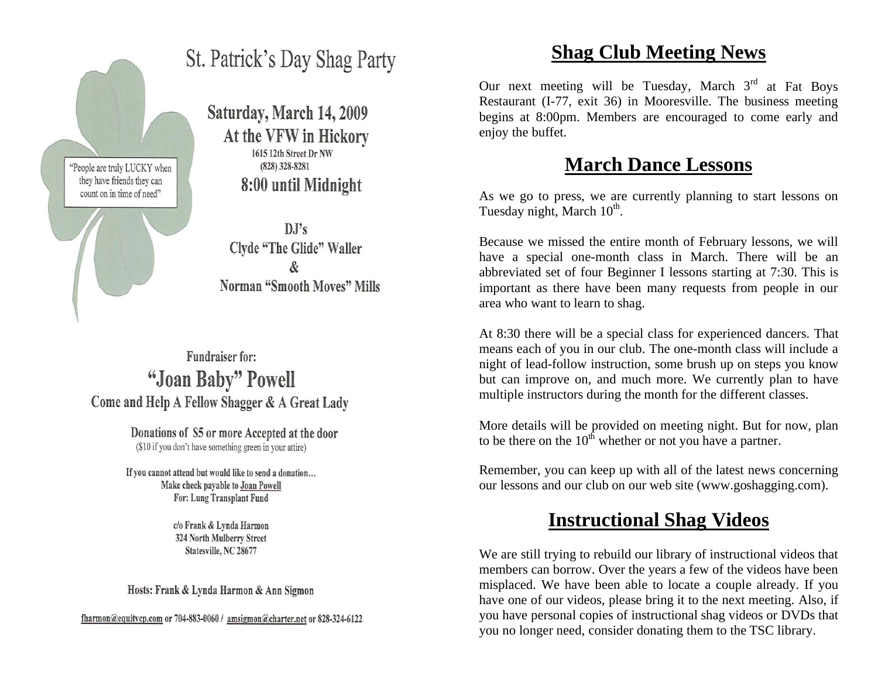# St. Patrick's Day Shag Party

"People are truly LUCKY when they have friends they can count on in time of need"

**Saturday, March 14, 2009**

**At the VFW in Hickory**

1615 12th Street Dr NW

(828) 328-8281

**8:00 until Midnight**

**DJ's**

**Clyde "The Glide" Waller**

**&**

**Norman "Smooth Moves" Mills**

Fundraiser for:

## "Joan Baby" Powell

**Come and Help A Fellow Shagger & A Great Lady**

**Donations of $5 or more Accepted at the door**

($10 if you don't have something green in your attire)

If you cannot attend but would like to send a donation…
Make check payable to Joan Powell
For: Lung Transplant Fund

c/o Frank & Lynda Harmon
324 North Mulberry Street
Statesville, NC 28677

Hosts: Frank & Lynda Harmon & Ann Sigmon

fharmon@equitycp.com or 704-883-0060 / amsigmon@charter.net or 828-324-6122

# Shag Club Meeting News

Our next meeting will be Tuesday, March 3rd at Fat Boys Restaurant (I-77, exit 36) in Mooresville. The business meeting begins at 8:00pm. Members are encouraged to come early and enjoy the buffet.

# March Dance Lessons

As we go to press, we are currently planning to start lessons on Tuesday night, March 10th.

Because we missed the entire month of February lessons, we will have a special one-month class in March. There will be an abbreviated set of four Beginner I lessons starting at 7:30. This is important as there have been many requests from people in our area who want to learn to shag.

At 8:30 there will be a special class for experienced dancers. That means each of you in our club. The one-month class will include a night of lead-follow instruction, some brush up on steps you know but can improve on, and much more. We currently plan to have multiple instructors during the month for the different classes.

More details will be provided on meeting night. But for now, plan to be there on the 10th whether or not you have a partner.

Remember, you can keep up with all of the latest news concerning our lessons and our club on our web site (www.goshagging.com).

# Instructional Shag Videos

We are still trying to rebuild our library of instructional videos that members can borrow. Over the years a few of the videos have been misplaced. We have been able to locate a couple already. If you have one of our videos, please bring it to the next meeting. Also, if you have personal copies of instructional shag videos or DVDs that you no longer need, consider donating them to the TSC library.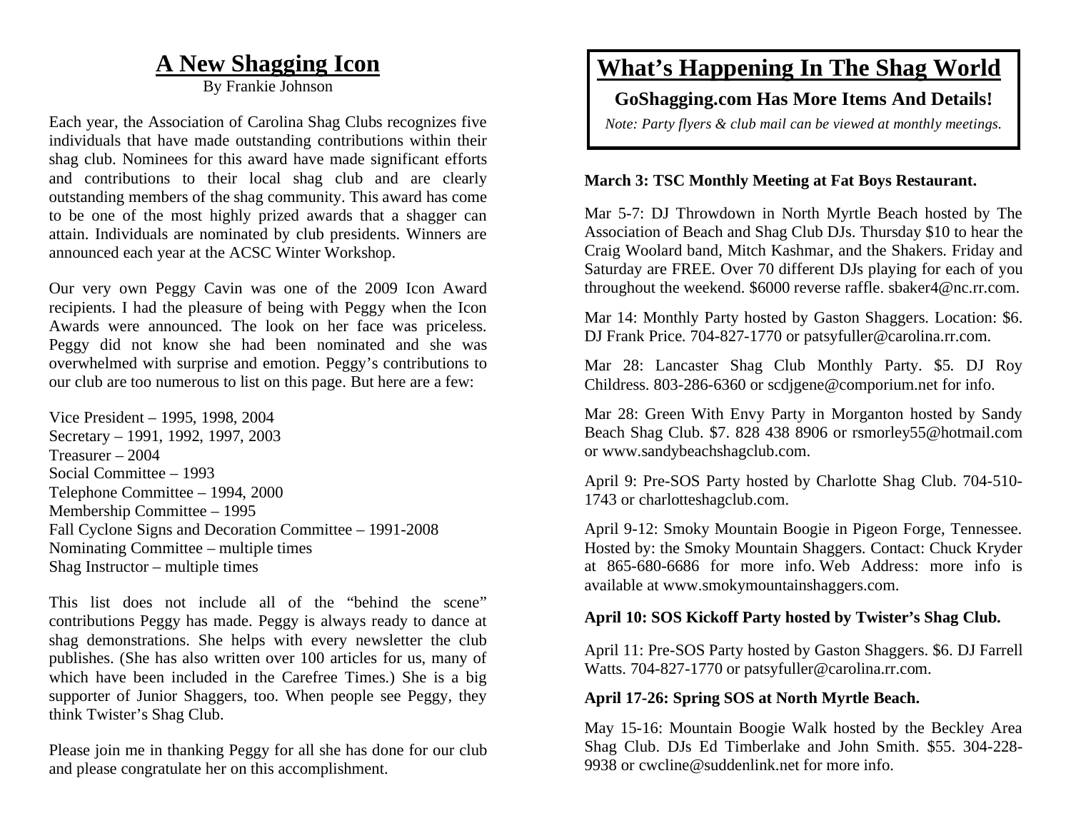# A New Shagging Icon

By Frankie Johnson

Each year, the Association of Carolina Shag Clubs recognizes five individuals that have made outstanding contributions within their shag club. Nominees for this award have made significant efforts and contributions to their local shag club and are clearly outstanding members of the shag community. This award has come to be one of the most highly prized awards that a shagger can attain. Individuals are nominated by club presidents. Winners are announced each year at the ACSC Winter Workshop.

Our very own Peggy Cavin was one of the 2009 Icon Award recipients. I had the pleasure of being with Peggy when the Icon Awards were announced. The look on her face was priceless. Peggy did not know she had been nominated and she was overwhelmed with surprise and emotion. Peggy's contributions to our club are too numerous to list on this page. But here are a few:

Vice President – 1995, 1998, 2004
Secretary – 1991, 1992, 1997, 2003
Treasurer – 2004
Social Committee – 1993
Telephone Committee – 1994, 2000
Membership Committee – 1995
Fall Cyclone Signs and Decoration Committee – 1991-2008
Nominating Committee – multiple times
Shag Instructor – multiple times

This list does not include all of the "behind the scene" contributions Peggy has made. Peggy is always ready to dance at shag demonstrations. She helps with every newsletter the club publishes. (She has also written over 100 articles for us, many of which have been included in the Carefree Times.) She is a big supporter of Junior Shaggers, too. When people see Peggy, they think Twister's Shag Club.

Please join me in thanking Peggy for all she has done for our club and please congratulate her on this accomplishment.

# What's Happening In The Shag World

**GoShagging.com Has More Items And Details!**

*Note: Party flyers & club mail can be viewed at monthly meetings.*

**March 3: TSC Monthly Meeting at Fat Boys Restaurant.**

Mar 5-7: DJ Throwdown in North Myrtle Beach hosted by The Association of Beach and Shag Club DJs. Thursday $10 to hear the Craig Woolard band, Mitch Kashmar, and the Shakers. Friday and Saturday are FREE. Over 70 different DJs playing for each of you throughout the weekend. $6000 reverse raffle. sbaker4@nc.rr.com.

Mar 14: Monthly Party hosted by Gaston Shaggers. Location: $6. DJ Frank Price. 704-827-1770 or patsyfuller@carolina.rr.com.

Mar 28: Lancaster Shag Club Monthly Party. $5. DJ Roy Childress. 803-286-6360 or scdjgene@comporium.net for info.

Mar 28: Green With Envy Party in Morganton hosted by Sandy Beach Shag Club. $7. 828 438 8906 or rsmorley55@hotmail.com or www.sandybeachshagclub.com.

April 9: Pre-SOS Party hosted by Charlotte Shag Club. 704-510-1743 or charlotteshagclub.com.

April 9-12: Smoky Mountain Boogie in Pigeon Forge, Tennessee. Hosted by: the Smoky Mountain Shaggers. Contact: Chuck Kryder at 865-680-6686 for more info. Web Address: more info is available at www.smokymountainshaggers.com.

**April 10: SOS Kickoff Party hosted by Twister's Shag Club.**

April 11: Pre-SOS Party hosted by Gaston Shaggers. $6. DJ Farrell Watts. 704-827-1770 or patsyfuller@carolina.rr.com.

**April 17-26: Spring SOS at North Myrtle Beach.**

May 15-16: Mountain Boogie Walk hosted by the Beckley Area Shag Club. DJs Ed Timberlake and John Smith. $55. 304-228-9938 or cwcline@suddenlink.net for more info.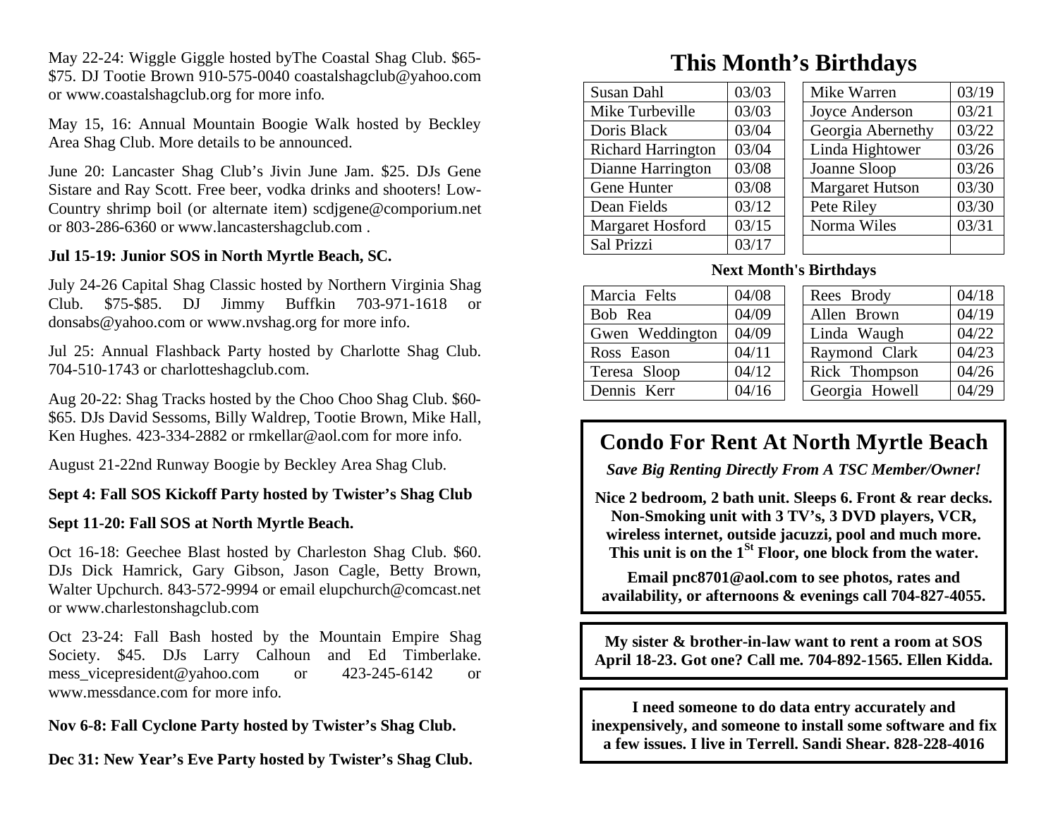May 22-24: Wiggle Giggle hosted byThe Coastal Shag Club. $65-$75. DJ Tootie Brown 910-575-0040 coastalshagclub@yahoo.com or www.coastalshagclub.org for more info.

May 15, 16: Annual Mountain Boogie Walk hosted by Beckley Area Shag Club. More details to be announced.

June 20: Lancaster Shag Club's Jivin June Jam. $25. DJs Gene Sistare and Ray Scott. Free beer, vodka drinks and shooters! Low-Country shrimp boil (or alternate item) scdjgene@comporium.net or 803-286-6360 or www.lancastershagclub.com .

**Jul 15-19: Junior SOS in North Myrtle Beach, SC.**

July 24-26 Capital Shag Classic hosted by Northern Virginia Shag Club. $75-$85. DJ Jimmy Buffkin 703-971-1618 or donsabs@yahoo.com or www.nvshag.org for more info.

Jul 25: Annual Flashback Party hosted by Charlotte Shag Club. 704-510-1743 or charlotteshagclub.com.

Aug 20-22: Shag Tracks hosted by the Choo Choo Shag Club. $60-$65. DJs David Sessoms, Billy Waldrep, Tootie Brown, Mike Hall, Ken Hughes. 423-334-2882 or rmkellar@aol.com for more info.

August 21-22nd Runway Boogie by Beckley Area Shag Club.

**Sept 4: Fall SOS Kickoff Party hosted by Twister's Shag Club**

**Sept 11-20: Fall SOS at North Myrtle Beach.**

Oct 16-18: Geechee Blast hosted by Charleston Shag Club. $60. DJs Dick Hamrick, Gary Gibson, Jason Cagle, Betty Brown, Walter Upchurch. 843-572-9994 or email elupchurch@comcast.net or www.charlestonshagclub.com

Oct 23-24: Fall Bash hosted by the Mountain Empire Shag Society. $45. DJs Larry Calhoun and Ed Timberlake. mess_vicepresident@yahoo.com or 423-245-6142 or www.messdance.com for more info.

**Nov 6-8: Fall Cyclone Party hosted by Twister's Shag Club.**

**Dec 31: New Year's Eve Party hosted by Twister's Shag Club.**

# This Month's Birthdays

| Name | Date | Name | Date |
|---|---|---|---|
| Susan Dahl | 03/03 | Mike Warren | 03/19 |
| Mike Turbeville | 03/03 | Joyce Anderson | 03/21 |
| Doris Black | 03/04 | Georgia Abernethy | 03/22 |
| Richard Harrington | 03/04 | Linda Hightower | 03/26 |
| Dianne Harrington | 03/08 | Joanne Sloop | 03/26 |
| Gene Hunter | 03/08 | Margaret Hutson | 03/30 |
| Dean Fields | 03/12 | Pete Riley | 03/30 |
| Margaret Hosford | 03/15 | Norma Wiles | 03/31 |
| Sal Prizzi | 03/17 | | |

**Next Month's Birthdays**

| Name | Date | Name | Date |
|---|---|---|---|
| Marcia Felts | 04/08 | Rees Brody | 04/18 |
| Bob Rea | 04/09 | Allen Brown | 04/19 |
| Gwen Weddington | 04/09 | Linda Waugh | 04/22 |
| Ross Eason | 04/11 | Raymond Clark | 04/23 |
| Teresa Sloop | 04/12 | Rick Thompson | 04/26 |
| Dennis Kerr | 04/16 | Georgia Howell | 04/29 |

## Condo For Rent At North Myrtle Beach

***Save Big Renting Directly From A TSC Member/Owner!***

**Nice 2 bedroom, 2 bath unit. Sleeps 6. Front & rear decks. Non-Smoking unit with 3 TV's, 3 DVD players, VCR, wireless internet, outside jacuzzi, pool and much more. This unit is on the 1st Floor, one block from the water.**

**Email pnc8701@aol.com to see photos, rates and availability, or afternoons & evenings call 704-827-4055.**

**My sister & brother-in-law want to rent a room at SOS April 18-23. Got one? Call me. 704-892-1565. Ellen Kidda.**

**I need someone to do data entry accurately and inexpensively, and someone to install some software and fix a few issues. I live in Terrell. Sandi Shear. 828-228-4016**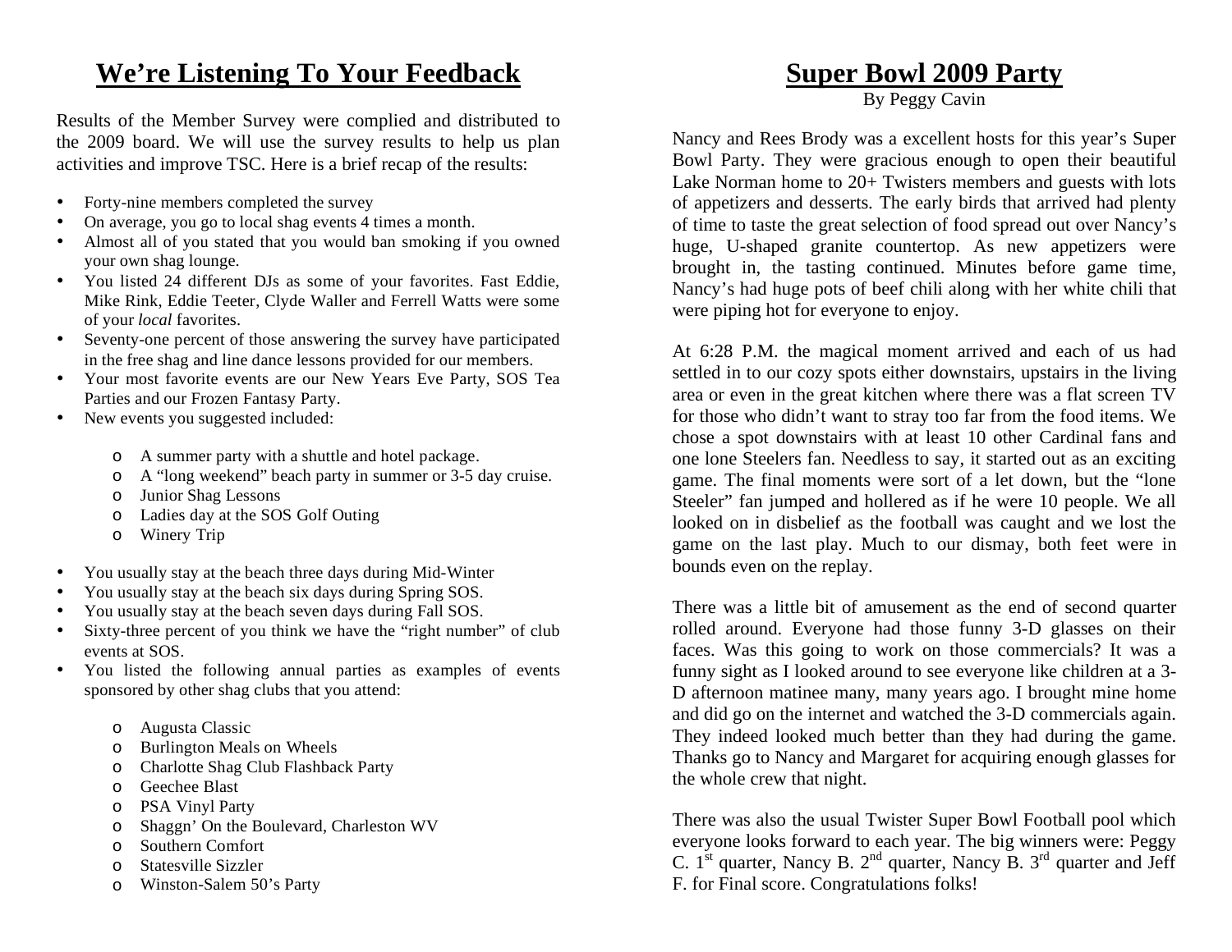## We're Listening To Your Feedback

Results of the Member Survey were complied and distributed to the 2009 board. We will use the survey results to help us plan activities and improve TSC. Here is a brief recap of the results:

- Forty-nine members completed the survey
- On average, you go to local shag events 4 times a month.
- Almost all of you stated that you would ban smoking if you owned your own shag lounge.
- You listed 24 different DJs as some of your favorites. Fast Eddie, Mike Rink, Eddie Teeter, Clyde Waller and Ferrell Watts were some of your *local* favorites.
- Seventy-one percent of those answering the survey have participated in the free shag and line dance lessons provided for our members.
- Your most favorite events are our New Years Eve Party, SOS Tea Parties and our Frozen Fantasy Party.
- New events you suggested included:
  - A summer party with a shuttle and hotel package.
  - A "long weekend" beach party in summer or 3-5 day cruise.
  - Junior Shag Lessons
  - Ladies day at the SOS Golf Outing
  - Winery Trip
- You usually stay at the beach three days during Mid-Winter
- You usually stay at the beach six days during Spring SOS.
- You usually stay at the beach seven days during Fall SOS.
- Sixty-three percent of you think we have the "right number" of club events at SOS.
- You listed the following annual parties as examples of events sponsored by other shag clubs that you attend:
  - Augusta Classic
  - Burlington Meals on Wheels
  - Charlotte Shag Club Flashback Party
  - Geechee Blast
  - PSA Vinyl Party
  - Shaggn' On the Boulevard, Charleston WV
  - Southern Comfort
  - Statesville Sizzler
  - Winston-Salem 50's Party

## Super Bowl 2009 Party

By Peggy Cavin

Nancy and Rees Brody was a excellent hosts for this year's Super Bowl Party. They were gracious enough to open their beautiful Lake Norman home to 20+ Twisters members and guests with lots of appetizers and desserts. The early birds that arrived had plenty of time to taste the great selection of food spread out over Nancy's huge, U-shaped granite countertop. As new appetizers were brought in, the tasting continued. Minutes before game time, Nancy's had huge pots of beef chili along with her white chili that were piping hot for everyone to enjoy.

At 6:28 P.M. the magical moment arrived and each of us had settled in to our cozy spots either downstairs, upstairs in the living area or even in the great kitchen where there was a flat screen TV for those who didn't want to stray too far from the food items. We chose a spot downstairs with at least 10 other Cardinal fans and one lone Steelers fan. Needless to say, it started out as an exciting game. The final moments were sort of a let down, but the "lone Steeler" fan jumped and hollered as if he were 10 people. We all looked on in disbelief as the football was caught and we lost the game on the last play. Much to our dismay, both feet were in bounds even on the replay.

There was a little bit of amusement as the end of second quarter rolled around. Everyone had those funny 3-D glasses on their faces. Was this going to work on those commercials? It was a funny sight as I looked around to see everyone like children at a 3-D afternoon matinee many, many years ago. I brought mine home and did go on the internet and watched the 3-D commercials again. They indeed looked much better than they had during the game. Thanks go to Nancy and Margaret for acquiring enough glasses for the whole crew that night.

There was also the usual Twister Super Bowl Football pool which everyone looks forward to each year. The big winners were: Peggy C. 1st quarter, Nancy B. 2nd quarter, Nancy B. 3rd quarter and Jeff F. for Final score. Congratulations folks!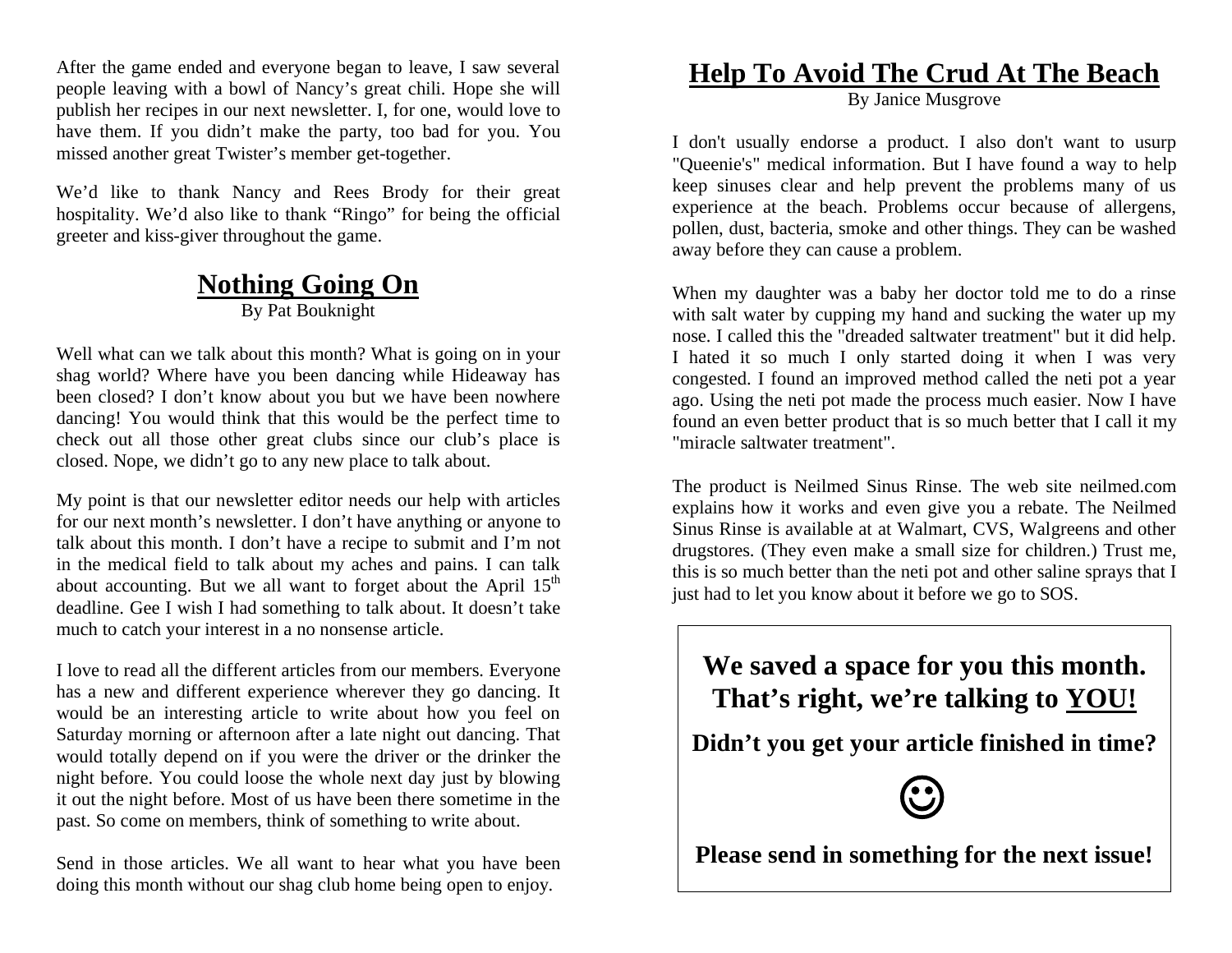After the game ended and everyone began to leave, I saw several people leaving with a bowl of Nancy's great chili. Hope she will publish her recipes in our next newsletter. I, for one, would love to have them. If you didn't make the party, too bad for you. You missed another great Twister's member get-together.

We'd like to thank Nancy and Rees Brody for their great hospitality. We'd also like to thank "Ringo" for being the official greeter and kiss-giver throughout the game.

## Nothing Going On

By Pat Bouknight

Well what can we talk about this month? What is going on in your shag world? Where have you been dancing while Hideaway has been closed? I don't know about you but we have been nowhere dancing! You would think that this would be the perfect time to check out all those other great clubs since our club's place is closed. Nope, we didn't go to any new place to talk about.

My point is that our newsletter editor needs our help with articles for our next month's newsletter. I don't have anything or anyone to talk about this month. I don't have a recipe to submit and I'm not in the medical field to talk about my aches and pains. I can talk about accounting. But we all want to forget about the April 15th deadline. Gee I wish I had something to talk about. It doesn't take much to catch your interest in a no nonsense article.

I love to read all the different articles from our members. Everyone has a new and different experience wherever they go dancing. It would be an interesting article to write about how you feel on Saturday morning or afternoon after a late night out dancing. That would totally depend on if you were the driver or the drinker the night before. You could loose the whole next day just by blowing it out the night before. Most of us have been there sometime in the past. So come on members, think of something to write about.

Send in those articles. We all want to hear what you have been doing this month without our shag club home being open to enjoy.

## Help To Avoid The Crud At The Beach

By Janice Musgrove

I don't usually endorse a product. I also don't want to usurp "Queenie's" medical information. But I have found a way to help keep sinuses clear and help prevent the problems many of us experience at the beach. Problems occur because of allergens, pollen, dust, bacteria, smoke and other things. They can be washed away before they can cause a problem.

When my daughter was a baby her doctor told me to do a rinse with salt water by cupping my hand and sucking the water up my nose. I called this the "dreaded saltwater treatment" but it did help. I hated it so much I only started doing it when I was very congested. I found an improved method called the neti pot a year ago. Using the neti pot made the process much easier. Now I have found an even better product that is so much better that I call it my "miracle saltwater treatment".

The product is Neilmed Sinus Rinse. The web site neilmed.com explains how it works and even give you a rebate. The Neilmed Sinus Rinse is available at at Walmart, CVS, Walgreens and other drugstores. (They even make a small size for children.) Trust me, this is so much better than the neti pot and other saline sprays that I just had to let you know about it before we go to SOS.

**We saved a space for you this month. That's right, we're talking to <u>YOU!</u>**

**Didn't you get your article finished in time?**

☺

**Please send in something for the next issue!**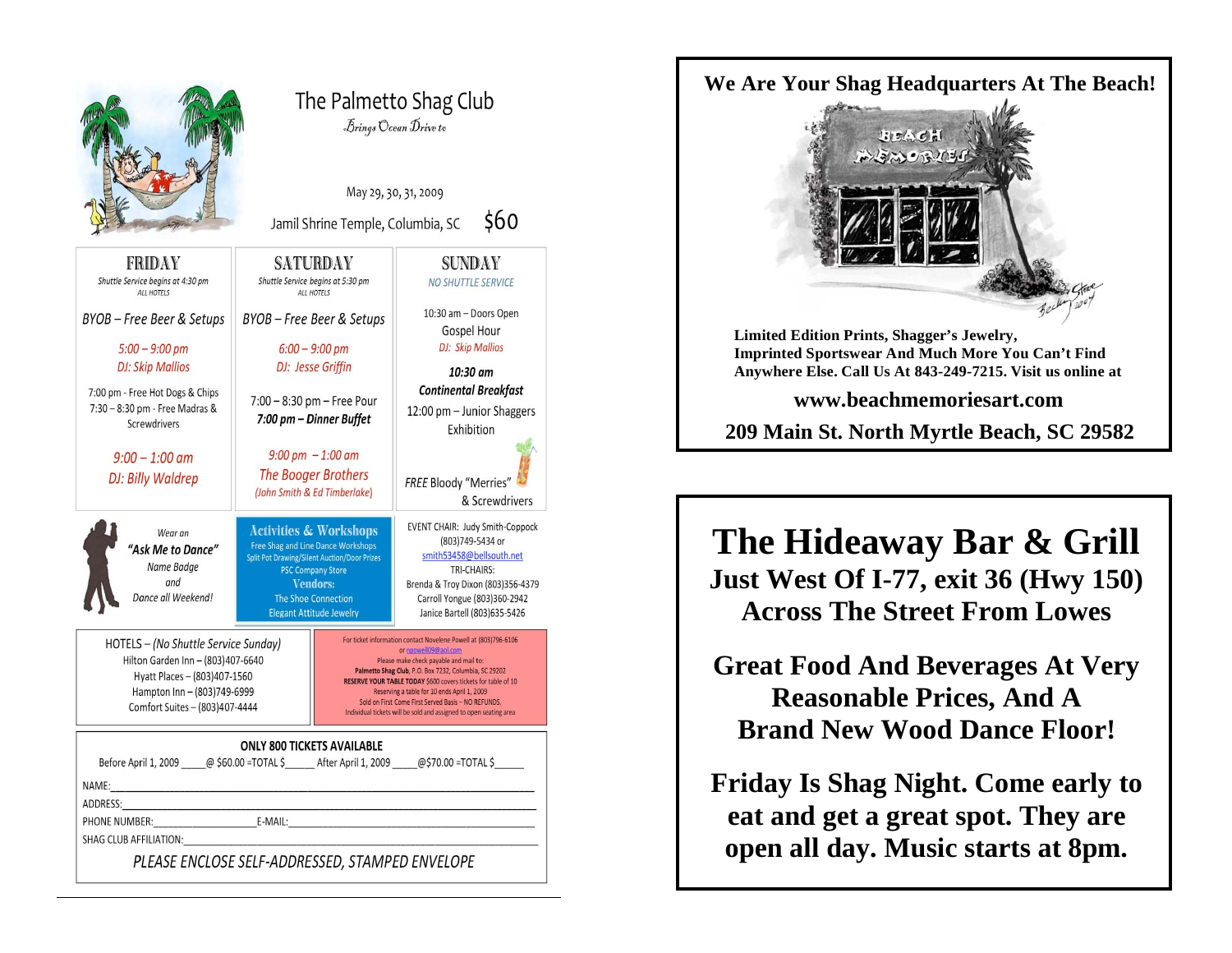# The Palmetto Shag Club

*Brings Ocean Drive to*

May 29, 30, 31, 2009

Jamil Shrine Temple, Columbia, SC $60

| FRIDAY | SATURDAY | SUNDAY |
|---|---|---|
| *Shuttle Service begins at 4:30 pm* *ALL HOTELS* | *Shuttle Service begins at 5:30 pm* *ALL HOTELS* | *NO SHUTTLE SERVICE* |
| *BYOB – Free Beer & Setups* | *BYOB – Free Beer & Setups* | 10:30 am – Doors Open<br>Gospel Hour<br>*DJ: Skip Mallios* |
| *5:00 – 9:00 pm*<br>*DJ: Skip Mallios* | *6:00 – 9:00 pm*<br>*DJ: Jesse Griffin* | ***10:30 am***<br>***Continental Breakfast*** |
| 7:00 pm - Free Hot Dogs & Chips<br>7:30 – 8:30 pm - Free Madras & Screwdrivers | 7:00 – 8:30 pm – Free Pour<br>***7:00 pm – Dinner Buffet*** | 12:00 pm – Junior Shaggers Exhibition |
| *9:00 – 1:00 am*<br>*DJ: Billy Waldrep* | *9:00 pm – 1:00 am*<br>*The Booger Brothers*<br>*(John Smith & Ed Timberlake)* | *FREE* Bloody "Merries" & Screwdrivers |

*Wear an* ***"Ask Me to Dance"*** *Name Badge and Dance all Weekend!*

**Activities & Workshops**
Free Shag and Line Dance Workshops
Split Pot Drawing/Silent Auction/Door Prizes
PSC Company Store
**Vendors:**
The Shoe Connection
Elegant Attitude Jewelry

EVENT CHAIR: Judy Smith-Coppock (803)749-5434 or smith53458@bellsouth.net
TRI-CHAIRS:
Brenda & Troy Dixon (803)356-4379
Carroll Yongue (803)360-2942
Janice Bartell (803)635-5426

HOTELS – *(No Shuttle Service Sunday)*
Hilton Garden Inn – (803)407-6640
Hyatt Places – (803)407-1560
Hampton Inn – (803)749-6999
Comfort Suites – (803)407-4444

For ticket information contact Novelene Powell at (803)796-6106 or npowell09@aol.com
Please make check payable and mail to:
**Palmetto Shag Club**, P.O. Box 7232, Columbia, SC 29202
**RESERVE YOUR TABLE TODAY** $600 covers tickets for table of 10
Reserving a table for 10 ends April 1, 2009
Sold on First Come First Served Basis – NO REFUNDS.
Individual tickets will be sold and assigned to open seating area

**ONLY 800 TICKETS AVAILABLE**

Before April 1, 2009 ____@ $60.00 =TOTAL $_____ After April 1, 2009 ____@$70.00 =TOTAL $_____

NAME:______________________________

ADDRESS:______________________________

PHONE NUMBER:______________ E-MAIL:______________________________

SHAG CLUB AFFILIATION:______________________________

*PLEASE ENCLOSE SELF-ADDRESSED, STAMPED ENVELOPE*

---

**We Are Your Shag Headquarters At The Beach!**

BEACH MEMORIES

**Limited Edition Prints, Shagger's Jewelry, Imprinted Sportswear And Much More You Can't Find Anywhere Else. Call Us At 843-249-7215. Visit us online at**

**www.beachmemoriesart.com**

**209 Main St. North Myrtle Beach, SC 29582**

---

# The Hideaway Bar & Grill

**Just West Of I-77, exit 36 (Hwy 150)**
**Across The Street From Lowes**

**Great Food And Beverages At Very Reasonable Prices, And A Brand New Wood Dance Floor!**

**Friday Is Shag Night. Come early to eat and get a great spot. They are open all day. Music starts at 8pm.**